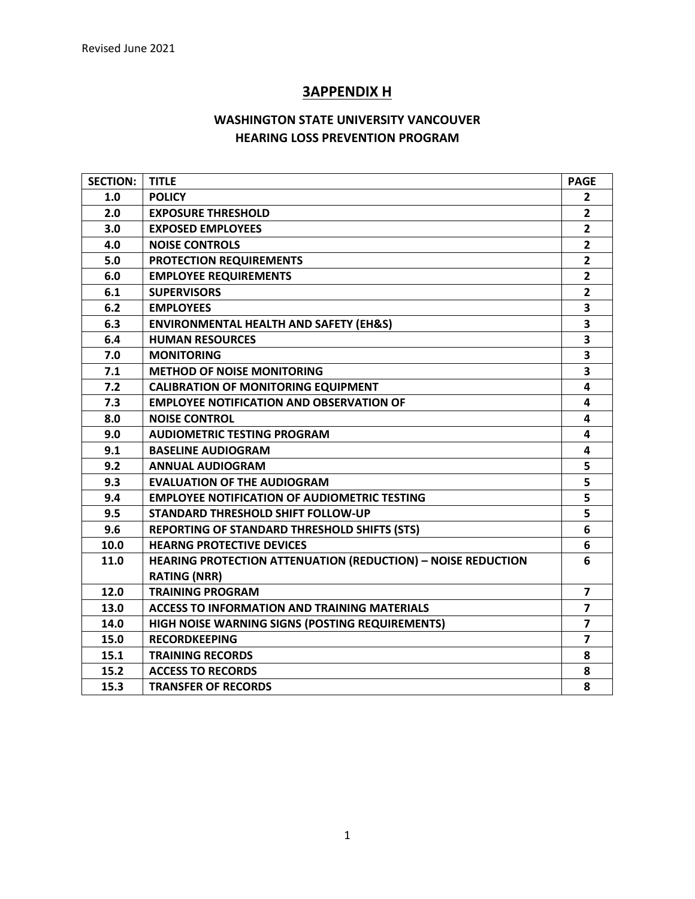Revised June 2021

# 3APPENDIX H

## WASHINGTON STATE UNIVERSITY VANCOUVER
## HEARING LOSS PREVENTION PROGRAM

| SECTION: | TITLE | PAGE |
|---|---|---|
| 1.0 | POLICY | 2 |
| 2.0 | EXPOSURE THRESHOLD | 2 |
| 3.0 | EXPOSED EMPLOYEES | 2 |
| 4.0 | NOISE CONTROLS | 2 |
| 5.0 | PROTECTION REQUIREMENTS | 2 |
| 6.0 | EMPLOYEE REQUIREMENTS | 2 |
| 6.1 | SUPERVISORS | 2 |
| 6.2 | EMPLOYEES | 3 |
| 6.3 | ENVIRONMENTAL HEALTH AND SAFETY (EH&S) | 3 |
| 6.4 | HUMAN RESOURCES | 3 |
| 7.0 | MONITORING | 3 |
| 7.1 | METHOD OF NOISE MONITORING | 3 |
| 7.2 | CALIBRATION OF MONITORING EQUIPMENT | 4 |
| 7.3 | EMPLOYEE NOTIFICATION AND OBSERVATION OF | 4 |
| 8.0 | NOISE CONTROL | 4 |
| 9.0 | AUDIOMETRIC TESTING PROGRAM | 4 |
| 9.1 | BASELINE AUDIOGRAM | 4 |
| 9.2 | ANNUAL AUDIOGRAM | 5 |
| 9.3 | EVALUATION OF THE AUDIOGRAM | 5 |
| 9.4 | EMPLOYEE NOTIFICATION OF AUDIOMETRIC TESTING | 5 |
| 9.5 | STANDARD THRESHOLD SHIFT FOLLOW-UP | 5 |
| 9.6 | REPORTING OF STANDARD THRESHOLD SHIFTS (STS) | 6 |
| 10.0 | HEARNG PROTECTIVE DEVICES | 6 |
| 11.0 | HEARING PROTECTION ATTENUATION (REDUCTION) – NOISE REDUCTION RATING (NRR) | 6 |
| 12.0 | TRAINING PROGRAM | 7 |
| 13.0 | ACCESS TO INFORMATION AND TRAINING MATERIALS | 7 |
| 14.0 | HIGH NOISE WARNING SIGNS (POSTING REQUIREMENTS) | 7 |
| 15.0 | RECORDKEEPING | 7 |
| 15.1 | TRAINING RECORDS | 8 |
| 15.2 | ACCESS TO RECORDS | 8 |
| 15.3 | TRANSFER OF RECORDS | 8 |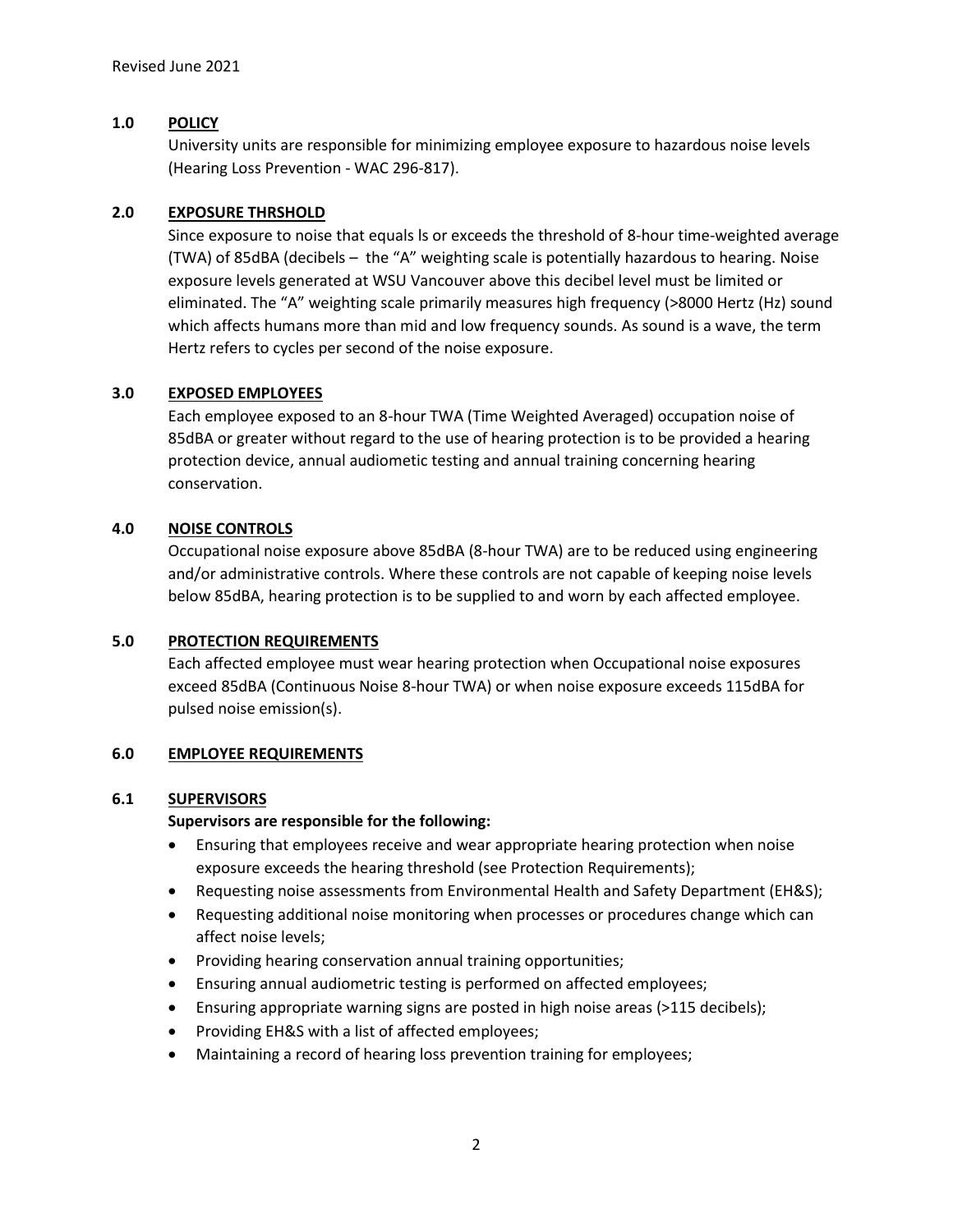## 1.0 POLICY

University units are responsible for minimizing employee exposure to hazardous noise levels (Hearing Loss Prevention - WAC 296-817).

## 2.0 EXPOSURE THRSHOLD

Since exposure to noise that equals ls or exceeds the threshold of 8-hour time-weighted average (TWA) of 85dBA (decibels – the "A" weighting scale is potentially hazardous to hearing. Noise exposure levels generated at WSU Vancouver above this decibel level must be limited or eliminated. The "A" weighting scale primarily measures high frequency (>8000 Hertz (Hz) sound which affects humans more than mid and low frequency sounds. As sound is a wave, the term Hertz refers to cycles per second of the noise exposure.

## 3.0 EXPOSED EMPLOYEES

Each employee exposed to an 8-hour TWA (Time Weighted Averaged) occupation noise of 85dBA or greater without regard to the use of hearing protection is to be provided a hearing protection device, annual audiometic testing and annual training concerning hearing conservation.

## 4.0 NOISE CONTROLS

Occupational noise exposure above 85dBA (8-hour TWA) are to be reduced using engineering and/or administrative controls. Where these controls are not capable of keeping noise levels below 85dBA, hearing protection is to be supplied to and worn by each affected employee.

## 5.0 PROTECTION REQUIREMENTS

Each affected employee must wear hearing protection when Occupational noise exposures exceed 85dBA (Continuous Noise 8-hour TWA) or when noise exposure exceeds 115dBA for pulsed noise emission(s).

## 6.0 EMPLOYEE REQUIREMENTS

### 6.1 SUPERVISORS

**Supervisors are responsible for the following:**

- Ensuring that employees receive and wear appropriate hearing protection when noise exposure exceeds the hearing threshold (see Protection Requirements);
- Requesting noise assessments from Environmental Health and Safety Department (EH&S);
- Requesting additional noise monitoring when processes or procedures change which can affect noise levels;
- Providing hearing conservation annual training opportunities;
- Ensuring annual audiometric testing is performed on affected employees;
- Ensuring appropriate warning signs are posted in high noise areas (>115 decibels);
- Providing EH&S with a list of affected employees;
- Maintaining a record of hearing loss prevention training for employees;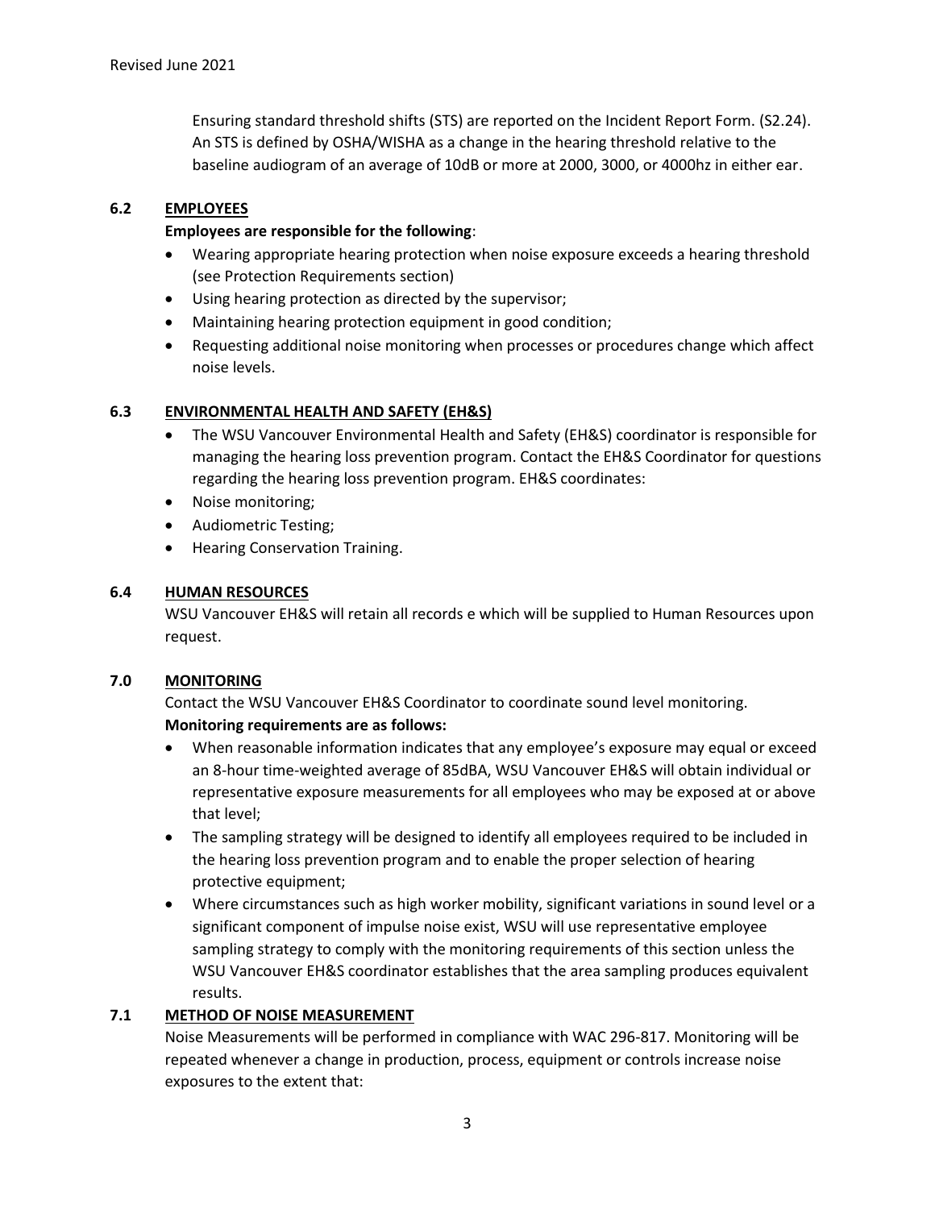Ensuring standard threshold shifts (STS) are reported on the Incident Report Form. (S2.24). An STS is defined by OSHA/WISHA as a change in the hearing threshold relative to the baseline audiogram of an average of 10dB or more at 2000, 3000, or 4000hz in either ear.

## 6.2 EMPLOYEES

**Employees are responsible for the following**:

- Wearing appropriate hearing protection when noise exposure exceeds a hearing threshold (see Protection Requirements section)
- Using hearing protection as directed by the supervisor;
- Maintaining hearing protection equipment in good condition;
- Requesting additional noise monitoring when processes or procedures change which affect noise levels.

## 6.3 ENVIRONMENTAL HEALTH AND SAFETY (EH&S)

- The WSU Vancouver Environmental Health and Safety (EH&S) coordinator is responsible for managing the hearing loss prevention program. Contact the EH&S Coordinator for questions regarding the hearing loss prevention program. EH&S coordinates:
- Noise monitoring;
- Audiometric Testing;
- Hearing Conservation Training.

## 6.4 HUMAN RESOURCES

WSU Vancouver EH&S will retain all records e which will be supplied to Human Resources upon request.

## 7.0 MONITORING

Contact the WSU Vancouver EH&S Coordinator to coordinate sound level monitoring.

**Monitoring requirements are as follows:**

- When reasonable information indicates that any employee's exposure may equal or exceed an 8-hour time-weighted average of 85dBA, WSU Vancouver EH&S will obtain individual or representative exposure measurements for all employees who may be exposed at or above that level;
- The sampling strategy will be designed to identify all employees required to be included in the hearing loss prevention program and to enable the proper selection of hearing protective equipment;
- Where circumstances such as high worker mobility, significant variations in sound level or a significant component of impulse noise exist, WSU will use representative employee sampling strategy to comply with the monitoring requirements of this section unless the WSU Vancouver EH&S coordinator establishes that the area sampling produces equivalent results.

## 7.1 METHOD OF NOISE MEASUREMENT

Noise Measurements will be performed in compliance with WAC 296-817. Monitoring will be repeated whenever a change in production, process, equipment or controls increase noise exposures to the extent that: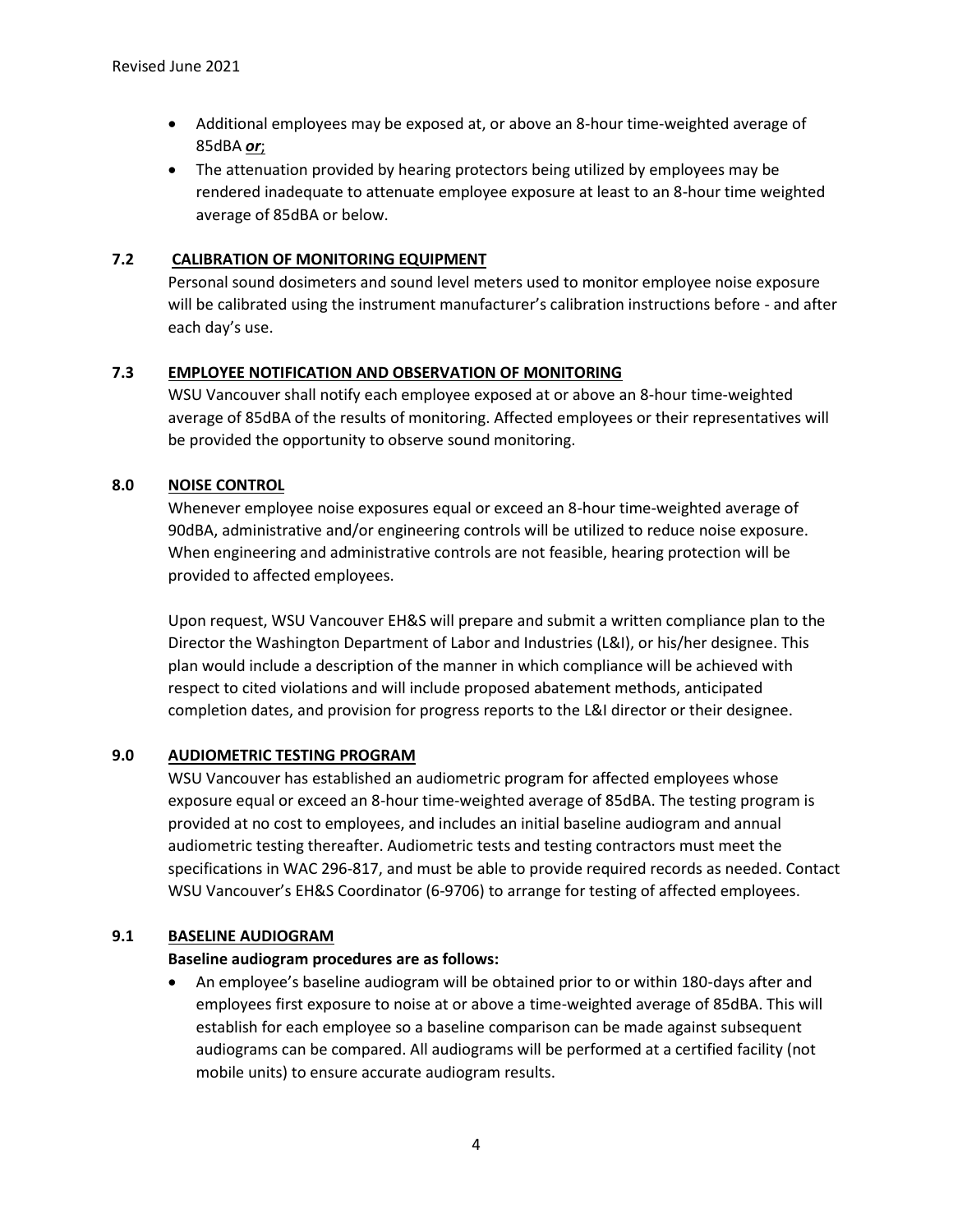- Additional employees may be exposed at, or above an 8-hour time-weighted average of 85dBA ***or***;
- The attenuation provided by hearing protectors being utilized by employees may be rendered inadequate to attenuate employee exposure at least to an 8-hour time weighted average of 85dBA or below.

### 7.2 CALIBRATION OF MONITORING EQUIPMENT

Personal sound dosimeters and sound level meters used to monitor employee noise exposure will be calibrated using the instrument manufacturer's calibration instructions before - and after each day's use.

### 7.3 EMPLOYEE NOTIFICATION AND OBSERVATION OF MONITORING

WSU Vancouver shall notify each employee exposed at or above an 8-hour time-weighted average of 85dBA of the results of monitoring. Affected employees or their representatives will be provided the opportunity to observe sound monitoring.

## 8.0 NOISE CONTROL

Whenever employee noise exposures equal or exceed an 8-hour time-weighted average of 90dBA, administrative and/or engineering controls will be utilized to reduce noise exposure. When engineering and administrative controls are not feasible, hearing protection will be provided to affected employees.

Upon request, WSU Vancouver EH&S will prepare and submit a written compliance plan to the Director the Washington Department of Labor and Industries (L&I), or his/her designee. This plan would include a description of the manner in which compliance will be achieved with respect to cited violations and will include proposed abatement methods, anticipated completion dates, and provision for progress reports to the L&I director or their designee.

## 9.0 AUDIOMETRIC TESTING PROGRAM

WSU Vancouver has established an audiometric program for affected employees whose exposure equal or exceed an 8-hour time-weighted average of 85dBA. The testing program is provided at no cost to employees, and includes an initial baseline audiogram and annual audiometric testing thereafter. Audiometric tests and testing contractors must meet the specifications in WAC 296-817, and must be able to provide required records as needed. Contact WSU Vancouver's EH&S Coordinator (6-9706) to arrange for testing of affected employees.

### 9.1 BASELINE AUDIOGRAM

**Baseline audiogram procedures are as follows:**

- An employee's baseline audiogram will be obtained prior to or within 180-days after and employees first exposure to noise at or above a time-weighted average of 85dBA. This will establish for each employee so a baseline comparison can be made against subsequent audiograms can be compared. All audiograms will be performed at a certified facility (not mobile units) to ensure accurate audiogram results.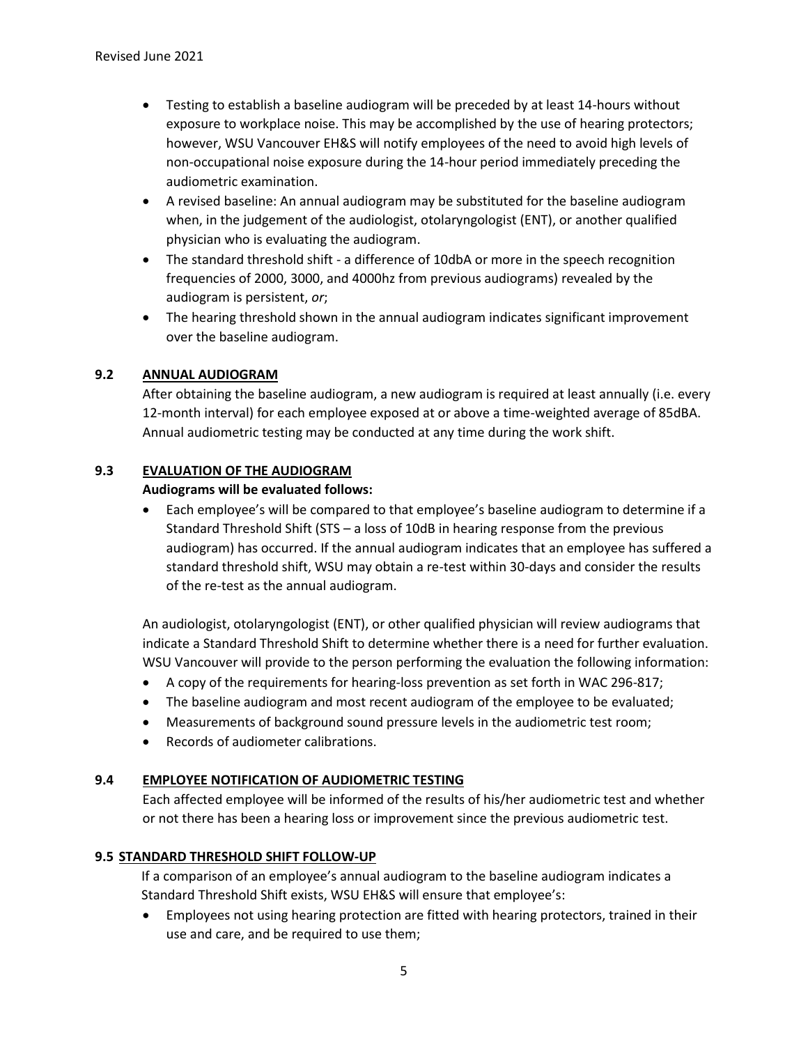- Testing to establish a baseline audiogram will be preceded by at least 14-hours without exposure to workplace noise. This may be accomplished by the use of hearing protectors; however, WSU Vancouver EH&S will notify employees of the need to avoid high levels of non-occupational noise exposure during the 14-hour period immediately preceding the audiometric examination.
- A revised baseline: An annual audiogram may be substituted for the baseline audiogram when, in the judgement of the audiologist, otolaryngologist (ENT), or another qualified physician who is evaluating the audiogram.
- The standard threshold shift - a difference of 10dbA or more in the speech recognition frequencies of 2000, 3000, and 4000hz from previous audiograms) revealed by the audiogram is persistent, *or*;
- The hearing threshold shown in the annual audiogram indicates significant improvement over the baseline audiogram.

### 9.2 ANNUAL AUDIOGRAM

After obtaining the baseline audiogram, a new audiogram is required at least annually (i.e. every 12-month interval) for each employee exposed at or above a time-weighted average of 85dBA. Annual audiometric testing may be conducted at any time during the work shift.

### 9.3 EVALUATION OF THE AUDIOGRAM

**Audiograms will be evaluated follows:**

- Each employee's will be compared to that employee's baseline audiogram to determine if a Standard Threshold Shift (STS – a loss of 10dB in hearing response from the previous audiogram) has occurred. If the annual audiogram indicates that an employee has suffered a standard threshold shift, WSU may obtain a re-test within 30-days and consider the results of the re-test as the annual audiogram.

An audiologist, otolaryngologist (ENT), or other qualified physician will review audiograms that indicate a Standard Threshold Shift to determine whether there is a need for further evaluation. WSU Vancouver will provide to the person performing the evaluation the following information:

- A copy of the requirements for hearing-loss prevention as set forth in WAC 296-817;
- The baseline audiogram and most recent audiogram of the employee to be evaluated;
- Measurements of background sound pressure levels in the audiometric test room;
- Records of audiometer calibrations.

### 9.4 EMPLOYEE NOTIFICATION OF AUDIOMETRIC TESTING

Each affected employee will be informed of the results of his/her audiometric test and whether or not there has been a hearing loss or improvement since the previous audiometric test.

### 9.5 STANDARD THRESHOLD SHIFT FOLLOW-UP

If a comparison of an employee's annual audiogram to the baseline audiogram indicates a Standard Threshold Shift exists, WSU EH&S will ensure that employee's:

- Employees not using hearing protection are fitted with hearing protectors, trained in their use and care, and be required to use them;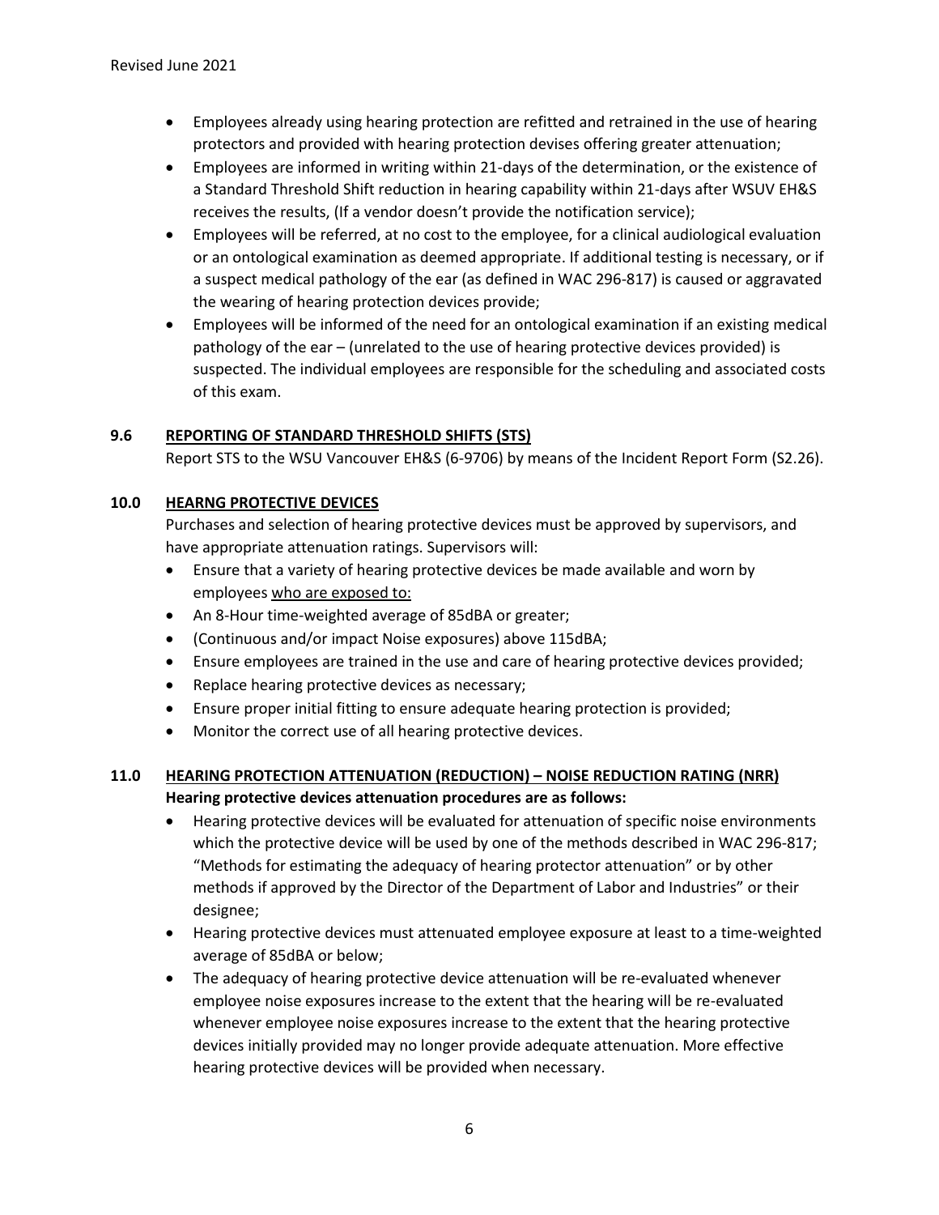- Employees already using hearing protection are refitted and retrained in the use of hearing protectors and provided with hearing protection devises offering greater attenuation;
- Employees are informed in writing within 21-days of the determination, or the existence of a Standard Threshold Shift reduction in hearing capability within 21-days after WSUV EH&S receives the results, (If a vendor doesn't provide the notification service);
- Employees will be referred, at no cost to the employee, for a clinical audiological evaluation or an ontological examination as deemed appropriate. If additional testing is necessary, or if a suspect medical pathology of the ear (as defined in WAC 296-817) is caused or aggravated the wearing of hearing protection devices provide;
- Employees will be informed of the need for an ontological examination if an existing medical pathology of the ear – (unrelated to the use of hearing protective devices provided) is suspected. The individual employees are responsible for the scheduling and associated costs of this exam.

### 9.6 REPORTING OF STANDARD THRESHOLD SHIFTS (STS)

Report STS to the WSU Vancouver EH&S (6-9706) by means of the Incident Report Form (S2.26).

## 10.0 HEARNG PROTECTIVE DEVICES

Purchases and selection of hearing protective devices must be approved by supervisors, and have appropriate attenuation ratings. Supervisors will:

- Ensure that a variety of hearing protective devices be made available and worn by employees <u>who are exposed to:</u>
- An 8-Hour time-weighted average of 85dBA or greater;
- (Continuous and/or impact Noise exposures) above 115dBA;
- Ensure employees are trained in the use and care of hearing protective devices provided;
- Replace hearing protective devices as necessary;
- Ensure proper initial fitting to ensure adequate hearing protection is provided;
- Monitor the correct use of all hearing protective devices.

## 11.0 HEARING PROTECTION ATTENUATION (REDUCTION) – NOISE REDUCTION RATING (NRR)

**Hearing protective devices attenuation procedures are as follows:**

- Hearing protective devices will be evaluated for attenuation of specific noise environments which the protective device will be used by one of the methods described in WAC 296-817; "Methods for estimating the adequacy of hearing protector attenuation" or by other methods if approved by the Director of the Department of Labor and Industries" or their designee;
- Hearing protective devices must attenuated employee exposure at least to a time-weighted average of 85dBA or below;
- The adequacy of hearing protective device attenuation will be re-evaluated whenever employee noise exposures increase to the extent that the hearing will be re-evaluated whenever employee noise exposures increase to the extent that the hearing protective devices initially provided may no longer provide adequate attenuation. More effective hearing protective devices will be provided when necessary.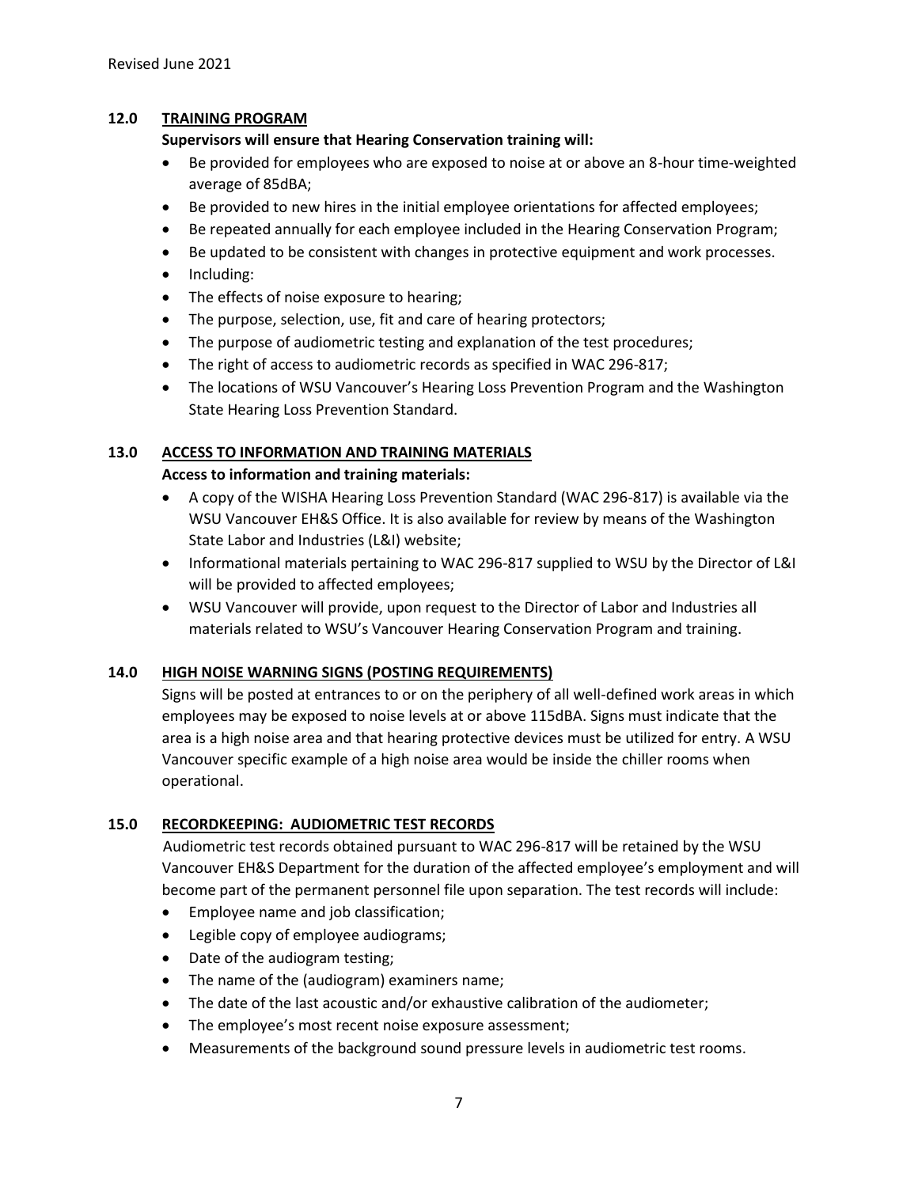## 12.0 TRAINING PROGRAM

**Supervisors will ensure that Hearing Conservation training will:**

- Be provided for employees who are exposed to noise at or above an 8-hour time-weighted average of 85dBA;
- Be provided to new hires in the initial employee orientations for affected employees;
- Be repeated annually for each employee included in the Hearing Conservation Program;
- Be updated to be consistent with changes in protective equipment and work processes.
- Including:
- The effects of noise exposure to hearing;
- The purpose, selection, use, fit and care of hearing protectors;
- The purpose of audiometric testing and explanation of the test procedures;
- The right of access to audiometric records as specified in WAC 296-817;
- The locations of WSU Vancouver's Hearing Loss Prevention Program and the Washington State Hearing Loss Prevention Standard.

## 13.0 ACCESS TO INFORMATION AND TRAINING MATERIALS

**Access to information and training materials:**

- A copy of the WISHA Hearing Loss Prevention Standard (WAC 296-817) is available via the WSU Vancouver EH&S Office. It is also available for review by means of the Washington State Labor and Industries (L&I) website;
- Informational materials pertaining to WAC 296-817 supplied to WSU by the Director of L&I will be provided to affected employees;
- WSU Vancouver will provide, upon request to the Director of Labor and Industries all materials related to WSU's Vancouver Hearing Conservation Program and training.

## 14.0 HIGH NOISE WARNING SIGNS (POSTING REQUIREMENTS)

Signs will be posted at entrances to or on the periphery of all well-defined work areas in which employees may be exposed to noise levels at or above 115dBA. Signs must indicate that the area is a high noise area and that hearing protective devices must be utilized for entry. A WSU Vancouver specific example of a high noise area would be inside the chiller rooms when operational.

## 15.0 RECORDKEEPING: AUDIOMETRIC TEST RECORDS

Audiometric test records obtained pursuant to WAC 296-817 will be retained by the WSU Vancouver EH&S Department for the duration of the affected employee's employment and will become part of the permanent personnel file upon separation. The test records will include:

- Employee name and job classification;
- Legible copy of employee audiograms;
- Date of the audiogram testing;
- The name of the (audiogram) examiners name;
- The date of the last acoustic and/or exhaustive calibration of the audiometer;
- The employee's most recent noise exposure assessment;
- Measurements of the background sound pressure levels in audiometric test rooms.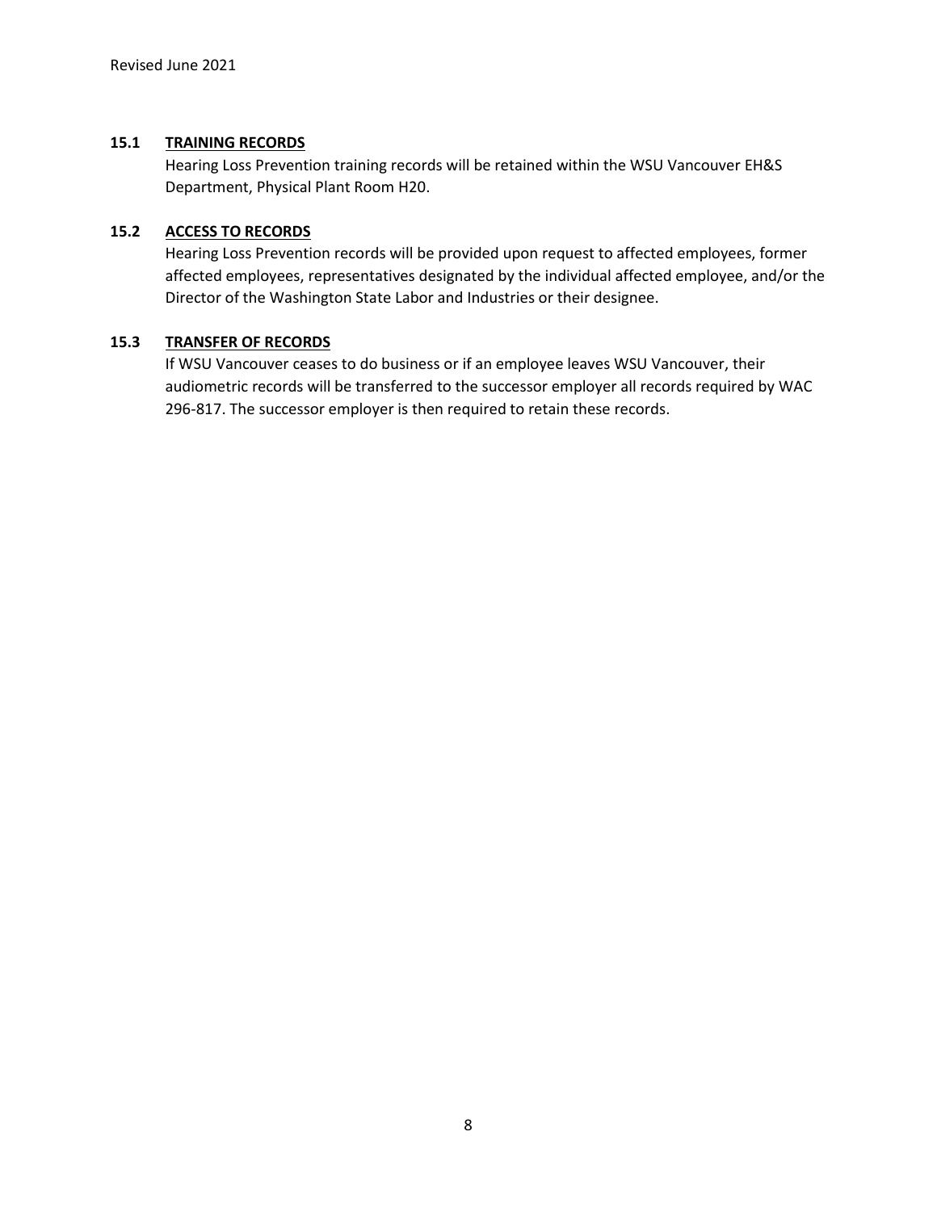### 15.1 TRAINING RECORDS

Hearing Loss Prevention training records will be retained within the WSU Vancouver EH&S Department, Physical Plant Room H20.

### 15.2 ACCESS TO RECORDS

Hearing Loss Prevention records will be provided upon request to affected employees, former affected employees, representatives designated by the individual affected employee, and/or the Director of the Washington State Labor and Industries or their designee.

### 15.3 TRANSFER OF RECORDS

If WSU Vancouver ceases to do business or if an employee leaves WSU Vancouver, their audiometric records will be transferred to the successor employer all records required by WAC 296-817. The successor employer is then required to retain these records.